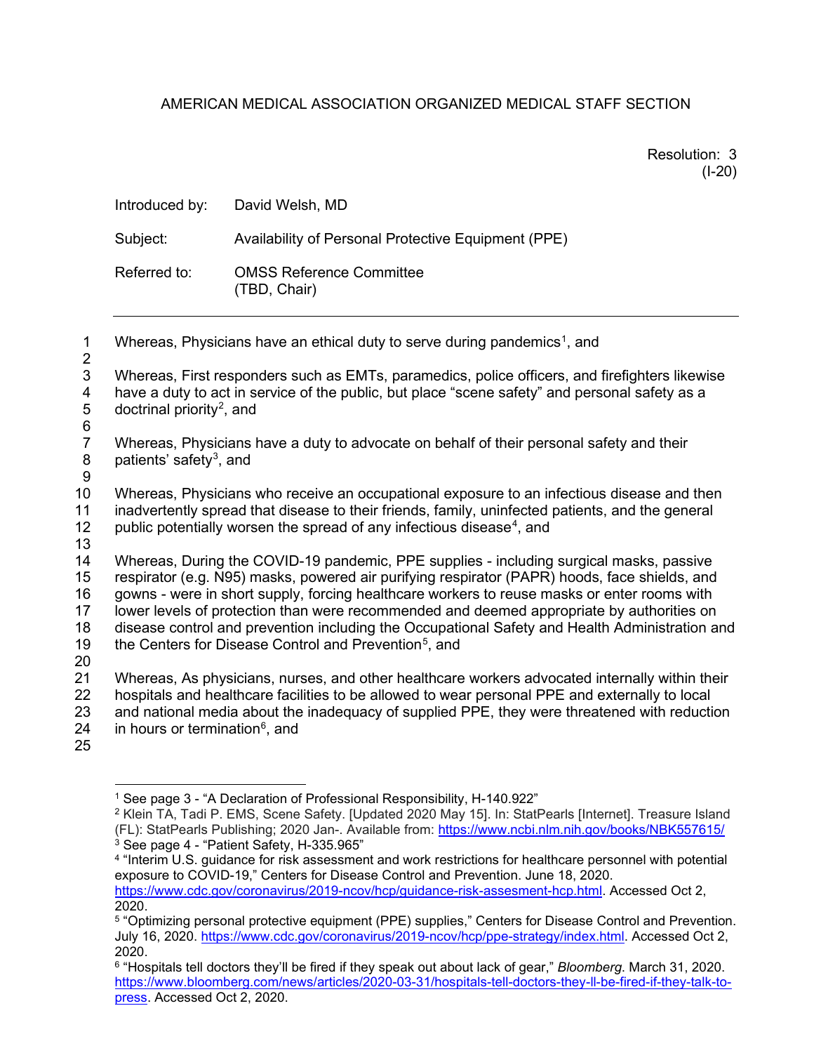AMERICAN MEDICAL ASSOCIATION ORGANIZED MEDICAL STAFF SECTION

Resolution: 3
(I-20)

Introduced by: David Welsh, MD

Subject: Availability of Personal Protective Equipment (PPE)

Referred to: OMSS Reference Committee
(TBD, Chair)

---

Whereas, Physicians have an ethical duty to serve during pandemics[1], and

Whereas, First responders such as EMTs, paramedics, police officers, and firefighters likewise have a duty to act in service of the public, but place "scene safety" and personal safety as a doctrinal priority[2], and

Whereas, Physicians have a duty to advocate on behalf of their personal safety and their patients' safety[3], and

Whereas, Physicians who receive an occupational exposure to an infectious disease and then inadvertently spread that disease to their friends, family, uninfected patients, and the general public potentially worsen the spread of any infectious disease[4], and

Whereas, During the COVID-19 pandemic, PPE supplies - including surgical masks, passive respirator (e.g. N95) masks, powered air purifying respirator (PAPR) hoods, face shields, and gowns - were in short supply, forcing healthcare workers to reuse masks or enter rooms with lower levels of protection than were recommended and deemed appropriate by authorities on disease control and prevention including the Occupational Safety and Health Administration and the Centers for Disease Control and Prevention[5], and

Whereas, As physicians, nurses, and other healthcare workers advocated internally within their hospitals and healthcare facilities to be allowed to wear personal PPE and externally to local and national media about the inadequacy of supplied PPE, they were threatened with reduction in hours or termination[6], and

---

[1] See page 3 - "A Declaration of Professional Responsibility, H-140.922"

[2] Klein TA, Tadi P. EMS, Scene Safety. [Updated 2020 May 15]. In: StatPearls [Internet]. Treasure Island (FL): StatPearls Publishing; 2020 Jan-. Available from: https://www.ncbi.nlm.nih.gov/books/NBK557615/

[3] See page 4 - "Patient Safety, H-335.965"

[4] "Interim U.S. guidance for risk assessment and work restrictions for healthcare personnel with potential exposure to COVID-19," Centers for Disease Control and Prevention. June 18, 2020. https://www.cdc.gov/coronavirus/2019-ncov/hcp/guidance-risk-assesment-hcp.html. Accessed Oct 2, 2020.

[5] "Optimizing personal protective equipment (PPE) supplies," Centers for Disease Control and Prevention. July 16, 2020. https://www.cdc.gov/coronavirus/2019-ncov/hcp/ppe-strategy/index.html. Accessed Oct 2, 2020.

[6] "Hospitals tell doctors they'll be fired if they speak out about lack of gear," *Bloomberg*. March 31, 2020. https://www.bloomberg.com/news/articles/2020-03-31/hospitals-tell-doctors-they-ll-be-fired-if-they-talk-to-press. Accessed Oct 2, 2020.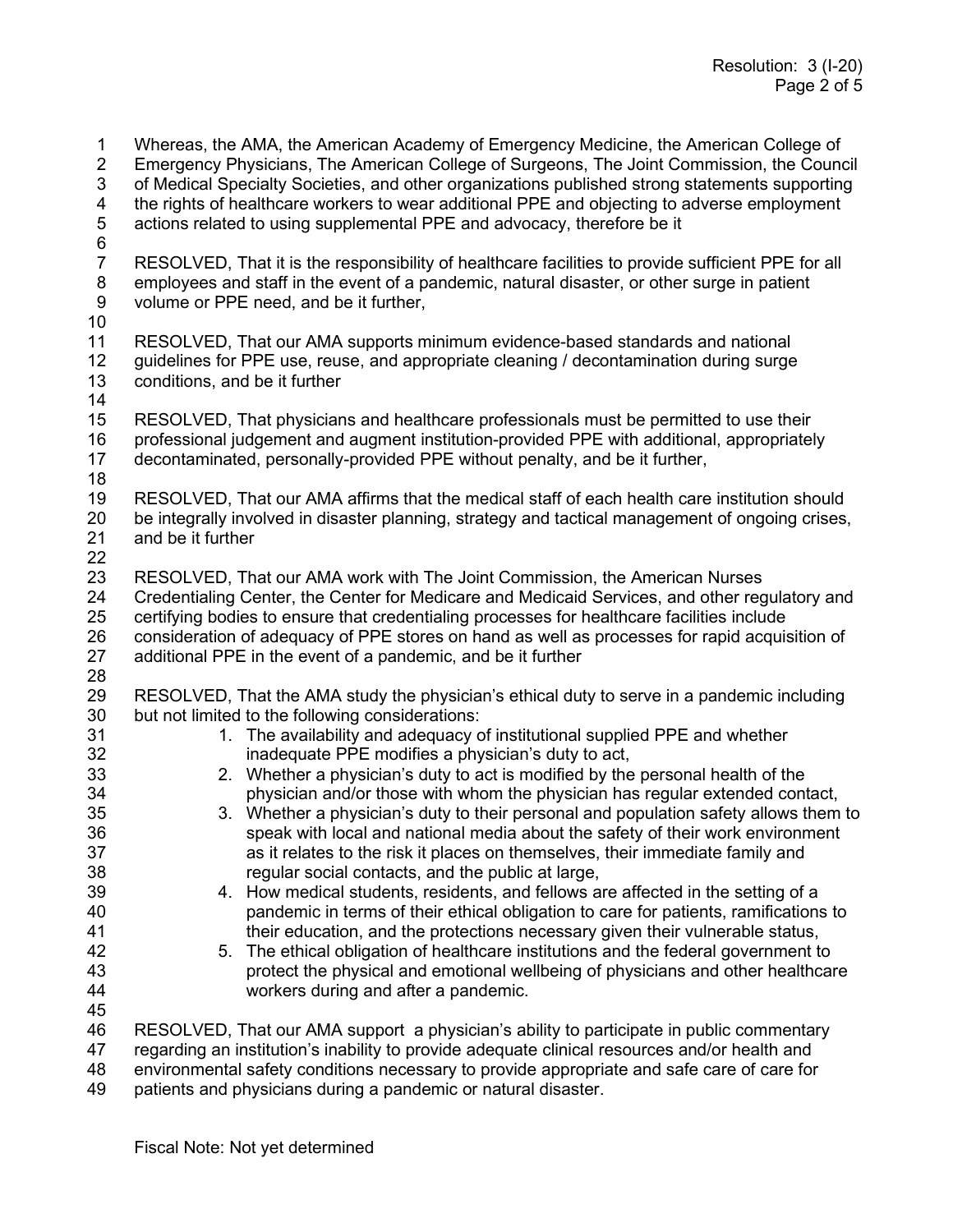Whereas, the AMA, the American Academy of Emergency Medicine, the American College of Emergency Physicians, The American College of Surgeons, The Joint Commission, the Council of Medical Specialty Societies, and other organizations published strong statements supporting the rights of healthcare workers to wear additional PPE and objecting to adverse employment actions related to using supplemental PPE and advocacy, therefore be it

RESOLVED, That it is the responsibility of healthcare facilities to provide sufficient PPE for all employees and staff in the event of a pandemic, natural disaster, or other surge in patient volume or PPE need, and be it further,

RESOLVED, That our AMA supports minimum evidence-based standards and national guidelines for PPE use, reuse, and appropriate cleaning / decontamination during surge conditions, and be it further

RESOLVED, That physicians and healthcare professionals must be permitted to use their professional judgement and augment institution-provided PPE with additional, appropriately decontaminated, personally-provided PPE without penalty, and be it further,

RESOLVED, That our AMA affirms that the medical staff of each health care institution should be integrally involved in disaster planning, strategy and tactical management of ongoing crises, and be it further

RESOLVED, That our AMA work with The Joint Commission, the American Nurses Credentialing Center, the Center for Medicare and Medicaid Services, and other regulatory and certifying bodies to ensure that credentialing processes for healthcare facilities include consideration of adequacy of PPE stores on hand as well as processes for rapid acquisition of additional PPE in the event of a pandemic, and be it further

RESOLVED, That the AMA study the physician's ethical duty to serve in a pandemic including but not limited to the following considerations:

1. The availability and adequacy of institutional supplied PPE and whether inadequate PPE modifies a physician's duty to act,
2. Whether a physician's duty to act is modified by the personal health of the physician and/or those with whom the physician has regular extended contact,
3. Whether a physician's duty to their personal and population safety allows them to speak with local and national media about the safety of their work environment as it relates to the risk it places on themselves, their immediate family and regular social contacts, and the public at large,
4. How medical students, residents, and fellows are affected in the setting of a pandemic in terms of their ethical obligation to care for patients, ramifications to their education, and the protections necessary given their vulnerable status,
5. The ethical obligation of healthcare institutions and the federal government to protect the physical and emotional wellbeing of physicians and other healthcare workers during and after a pandemic.

RESOLVED, That our AMA support a physician's ability to participate in public commentary regarding an institution's inability to provide adequate clinical resources and/or health and environmental safety conditions necessary to provide appropriate and safe care of care for patients and physicians during a pandemic or natural disaster.

Fiscal Note: Not yet determined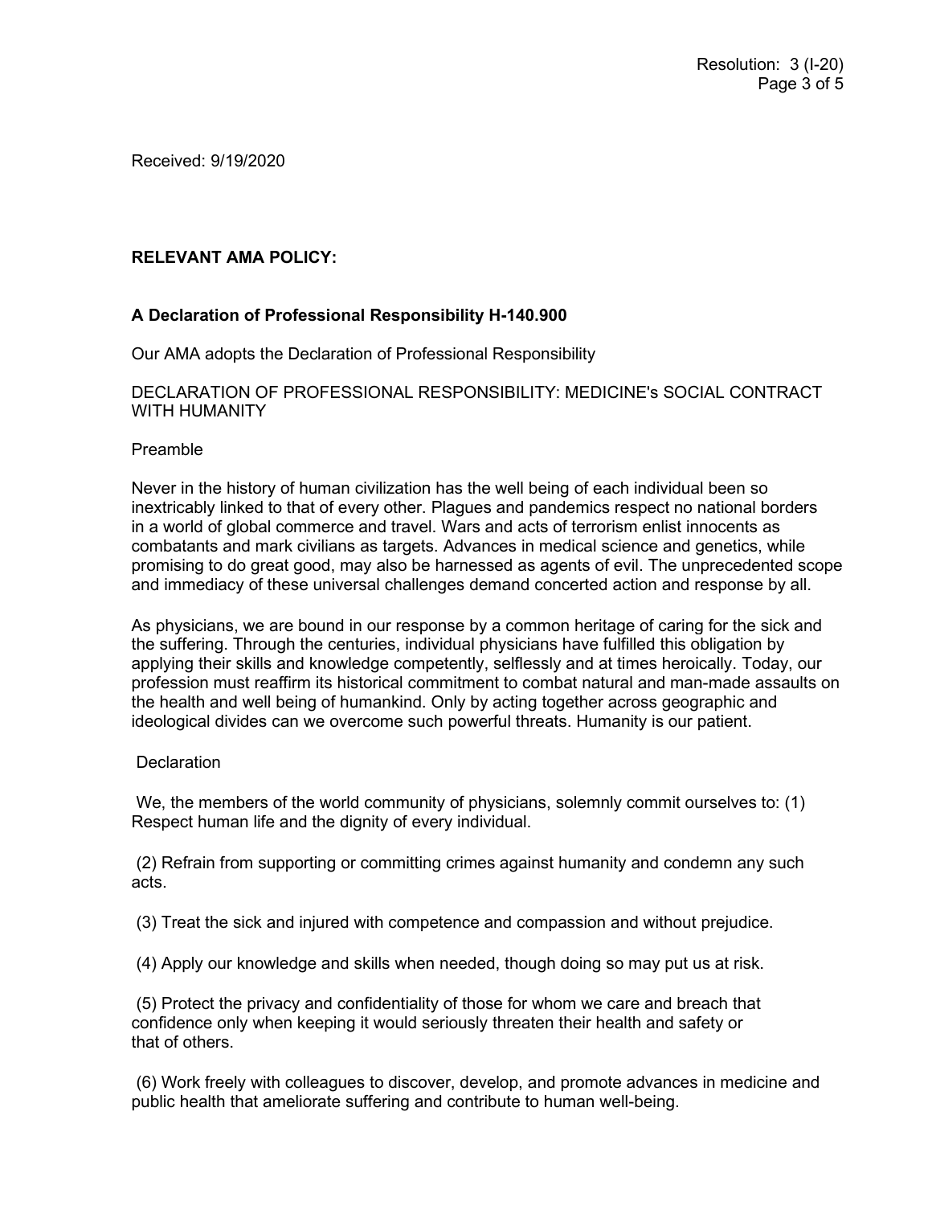Received: 9/19/2020

**RELEVANT AMA POLICY:**

**A Declaration of Professional Responsibility H-140.900**

Our AMA adopts the Declaration of Professional Responsibility

DECLARATION OF PROFESSIONAL RESPONSIBILITY: MEDICINE's SOCIAL CONTRACT WITH HUMANITY

Preamble

Never in the history of human civilization has the well being of each individual been so inextricably linked to that of every other. Plagues and pandemics respect no national borders in a world of global commerce and travel. Wars and acts of terrorism enlist innocents as combatants and mark civilians as targets. Advances in medical science and genetics, while promising to do great good, may also be harnessed as agents of evil. The unprecedented scope and immediacy of these universal challenges demand concerted action and response by all.

As physicians, we are bound in our response by a common heritage of caring for the sick and the suffering. Through the centuries, individual physicians have fulfilled this obligation by applying their skills and knowledge competently, selflessly and at times heroically. Today, our profession must reaffirm its historical commitment to combat natural and man-made assaults on the health and well being of humankind. Only by acting together across geographic and ideological divides can we overcome such powerful threats. Humanity is our patient.

Declaration

We, the members of the world community of physicians, solemnly commit ourselves to: (1) Respect human life and the dignity of every individual.

(2) Refrain from supporting or committing crimes against humanity and condemn any such acts.

(3) Treat the sick and injured with competence and compassion and without prejudice.

(4) Apply our knowledge and skills when needed, though doing so may put us at risk.

(5) Protect the privacy and confidentiality of those for whom we care and breach that confidence only when keeping it would seriously threaten their health and safety or that of others.

(6) Work freely with colleagues to discover, develop, and promote advances in medicine and public health that ameliorate suffering and contribute to human well-being.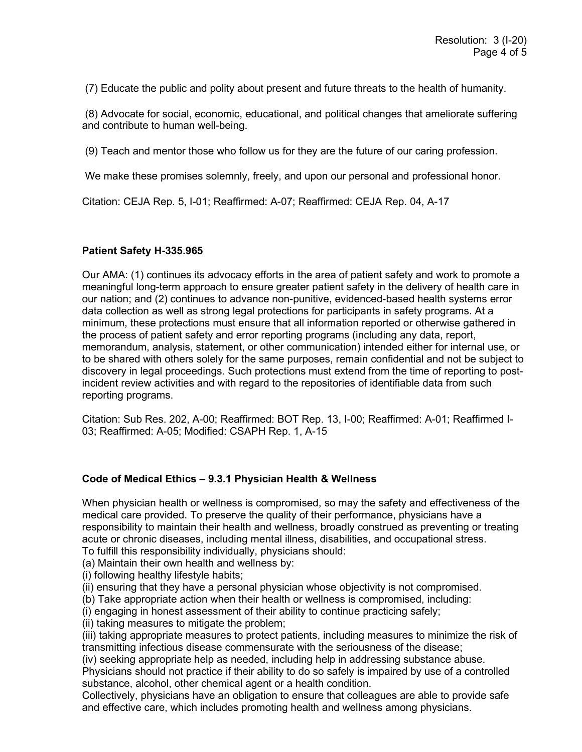(7) Educate the public and polity about present and future threats to the health of humanity.

(8) Advocate for social, economic, educational, and political changes that ameliorate suffering and contribute to human well-being.

(9) Teach and mentor those who follow us for they are the future of our caring profession.

We make these promises solemnly, freely, and upon our personal and professional honor.

Citation: CEJA Rep. 5, I-01; Reaffirmed: A-07; Reaffirmed: CEJA Rep. 04, A-17

**Patient Safety H-335.965**

Our AMA: (1) continues its advocacy efforts in the area of patient safety and work to promote a meaningful long-term approach to ensure greater patient safety in the delivery of health care in our nation; and (2) continues to advance non-punitive, evidenced-based health systems error data collection as well as strong legal protections for participants in safety programs. At a minimum, these protections must ensure that all information reported or otherwise gathered in the process of patient safety and error reporting programs (including any data, report, memorandum, analysis, statement, or other communication) intended either for internal use, or to be shared with others solely for the same purposes, remain confidential and not be subject to discovery in legal proceedings. Such protections must extend from the time of reporting to post-incident review activities and with regard to the repositories of identifiable data from such reporting programs.

Citation: Sub Res. 202, A-00; Reaffirmed: BOT Rep. 13, I-00; Reaffirmed: A-01; Reaffirmed I-03; Reaffirmed: A-05; Modified: CSAPH Rep. 1, A-15

**Code of Medical Ethics – 9.3.1 Physician Health & Wellness**

When physician health or wellness is compromised, so may the safety and effectiveness of the medical care provided. To preserve the quality of their performance, physicians have a responsibility to maintain their health and wellness, broadly construed as preventing or treating acute or chronic diseases, including mental illness, disabilities, and occupational stress.
To fulfill this responsibility individually, physicians should:
(a) Maintain their own health and wellness by:
(i) following healthy lifestyle habits;
(ii) ensuring that they have a personal physician whose objectivity is not compromised.
(b) Take appropriate action when their health or wellness is compromised, including:
(i) engaging in honest assessment of their ability to continue practicing safely;
(ii) taking measures to mitigate the problem;
(iii) taking appropriate measures to protect patients, including measures to minimize the risk of transmitting infectious disease commensurate with the seriousness of the disease;
(iv) seeking appropriate help as needed, including help in addressing substance abuse.
Physicians should not practice if their ability to do so safely is impaired by use of a controlled substance, alcohol, other chemical agent or a health condition.
Collectively, physicians have an obligation to ensure that colleagues are able to provide safe and effective care, which includes promoting health and wellness among physicians.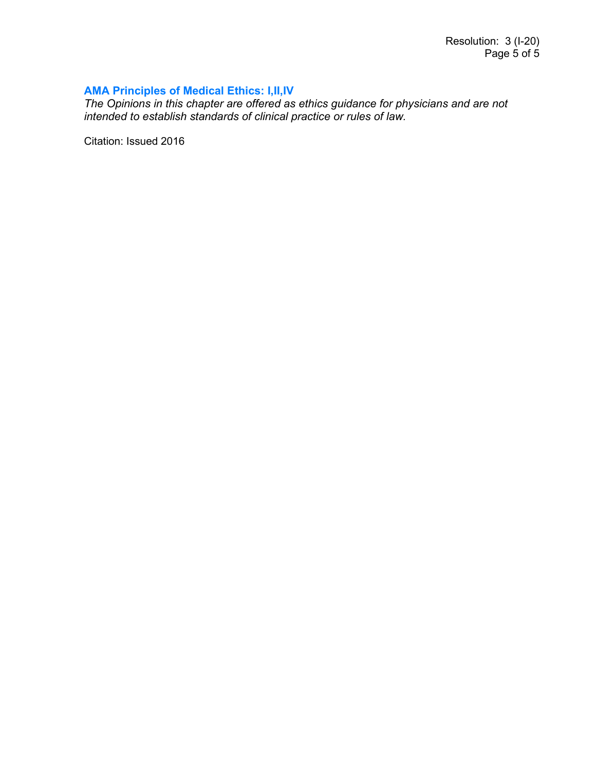**AMA Principles of Medical Ethics: I,II,IV**

*The Opinions in this chapter are offered as ethics guidance for physicians and are not intended to establish standards of clinical practice or rules of law.*

Citation: Issued 2016